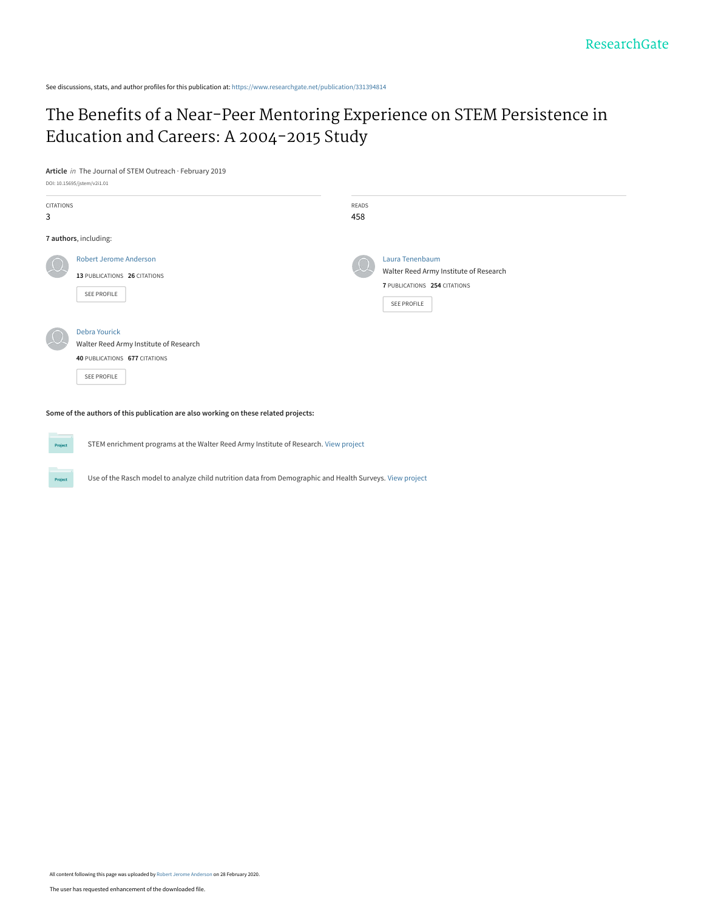ResearchGate

See discussions, stats, and author profiles for this publication at: https://www.researchgate.net/publication/331394814

# The Benefits of a Near-Peer Mentoring Experience on STEM Persistence in Education and Careers: A 2004-2015 Study

**Article** *in* The Journal of STEM Outreach · February 2019

DOI: 10.15695/jstem/v2i1.01

| CITATIONS | READS |
|---|---|
| 3 | 458 |

**7 authors**, including:

Robert Jerome Anderson
**13** PUBLICATIONS **26** CITATIONS
SEE PROFILE

Laura Tenenbaum
Walter Reed Army Institute of Research
**7** PUBLICATIONS **254** CITATIONS
SEE PROFILE

Debra Yourick
Walter Reed Army Institute of Research
**40** PUBLICATIONS **677** CITATIONS
SEE PROFILE

**Some of the authors of this publication are also working on these related projects:**

Project: STEM enrichment programs at the Walter Reed Army Institute of Research. View project

Project: Use of the Rasch model to analyze child nutrition data from Demographic and Health Surveys. View project

All content following this page was uploaded by Robert Jerome Anderson on 28 February 2020.

The user has requested enhancement of the downloaded file.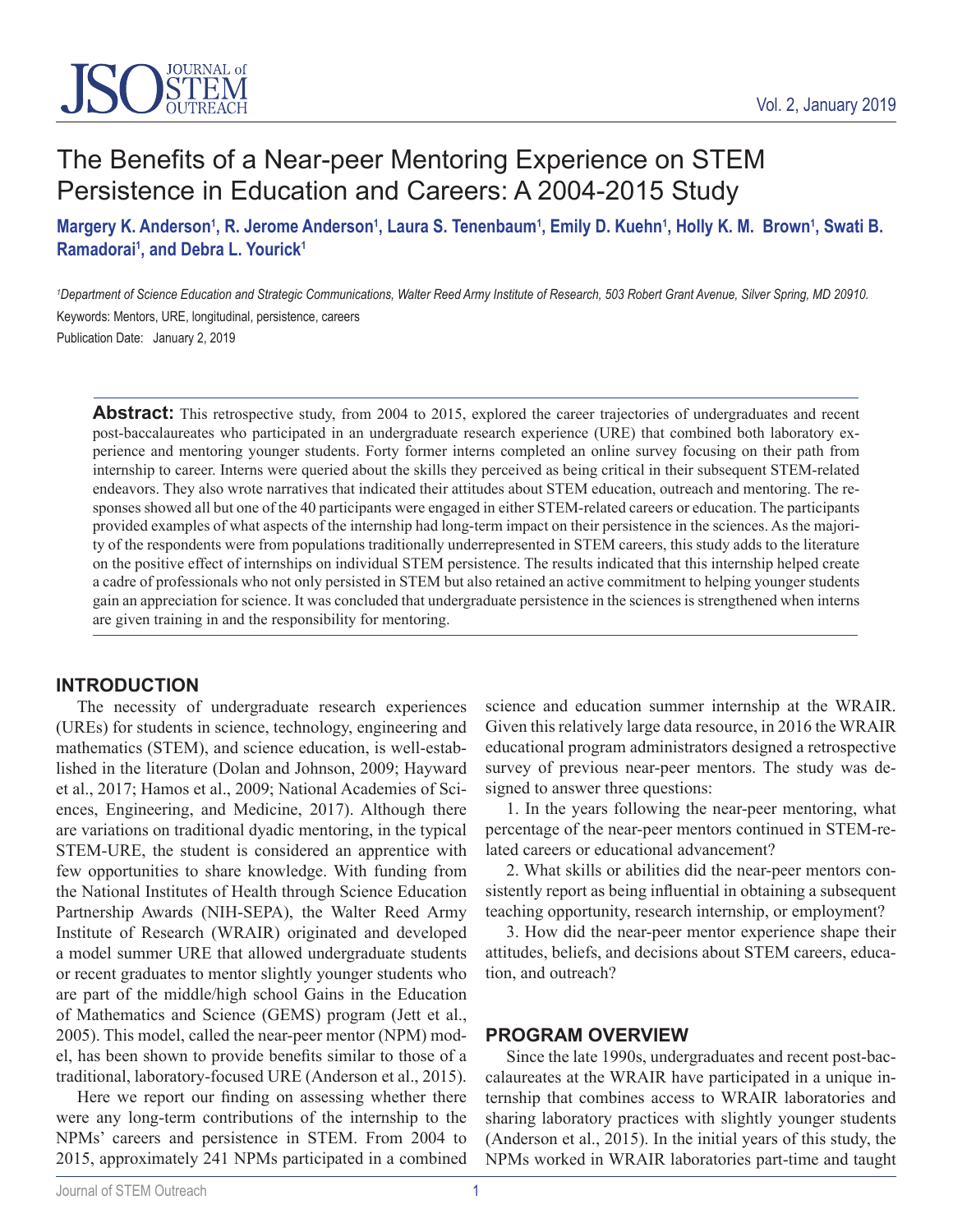# The Benefits of a Near-peer Mentoring Experience on STEM Persistence in Education and Careers: A 2004-2015 Study

**Margery K. Anderson[1], R. Jerome Anderson[1], Laura S. Tenenbaum[1], Emily D. Kuehn[1], Holly K. M. Brown[1], Swati B. Ramadorai[1], and Debra L. Yourick[1]**

*[1]Department of Science Education and Strategic Communications, Walter Reed Army Institute of Research, 503 Robert Grant Avenue, Silver Spring, MD 20910.*

Keywords: Mentors, URE, longitudinal, persistence, careers

Publication Date: January 2, 2019

**Abstract:** This retrospective study, from 2004 to 2015, explored the career trajectories of undergraduates and recent post-baccalaureates who participated in an undergraduate research experience (URE) that combined both laboratory experience and mentoring younger students. Forty former interns completed an online survey focusing on their path from internship to career. Interns were queried about the skills they perceived as being critical in their subsequent STEM-related endeavors. They also wrote narratives that indicated their attitudes about STEM education, outreach and mentoring. The responses showed all but one of the 40 participants were engaged in either STEM-related careers or education. The participants provided examples of what aspects of the internship had long-term impact on their persistence in the sciences. As the majority of the respondents were from populations traditionally underrepresented in STEM careers, this study adds to the literature on the positive effect of internships on individual STEM persistence. The results indicated that this internship helped create a cadre of professionals who not only persisted in STEM but also retained an active commitment to helping younger students gain an appreciation for science. It was concluded that undergraduate persistence in the sciences is strengthened when interns are given training in and the responsibility for mentoring.

## INTRODUCTION

The necessity of undergraduate research experiences (UREs) for students in science, technology, engineering and mathematics (STEM), and science education, is well-established in the literature (Dolan and Johnson, 2009; Hayward et al., 2017; Hamos et al., 2009; National Academies of Sciences, Engineering, and Medicine, 2017). Although there are variations on traditional dyadic mentoring, in the typical STEM-URE, the student is considered an apprentice with few opportunities to share knowledge. With funding from the National Institutes of Health through Science Education Partnership Awards (NIH-SEPA), the Walter Reed Army Institute of Research (WRAIR) originated and developed a model summer URE that allowed undergraduate students or recent graduates to mentor slightly younger students who are part of the middle/high school Gains in the Education of Mathematics and Science (GEMS) program (Jett et al., 2005). This model, called the near-peer mentor (NPM) model, has been shown to provide benefits similar to those of a traditional, laboratory-focused URE (Anderson et al., 2015).

Here we report our finding on assessing whether there were any long-term contributions of the internship to the NPMs' careers and persistence in STEM. From 2004 to 2015, approximately 241 NPMs participated in a combined science and education summer internship at the WRAIR. Given this relatively large data resource, in 2016 the WRAIR educational program administrators designed a retrospective survey of previous near-peer mentors. The study was designed to answer three questions:

1. In the years following the near-peer mentoring, what percentage of the near-peer mentors continued in STEM-related careers or educational advancement?

2. What skills or abilities did the near-peer mentors consistently report as being influential in obtaining a subsequent teaching opportunity, research internship, or employment?

3. How did the near-peer mentor experience shape their attitudes, beliefs, and decisions about STEM careers, education, and outreach?

## PROGRAM OVERVIEW

Since the late 1990s, undergraduates and recent post-baccalaureates at the WRAIR have participated in a unique internship that combines access to WRAIR laboratories and sharing laboratory practices with slightly younger students (Anderson et al., 2015). In the initial years of this study, the NPMs worked in WRAIR laboratories part-time and taught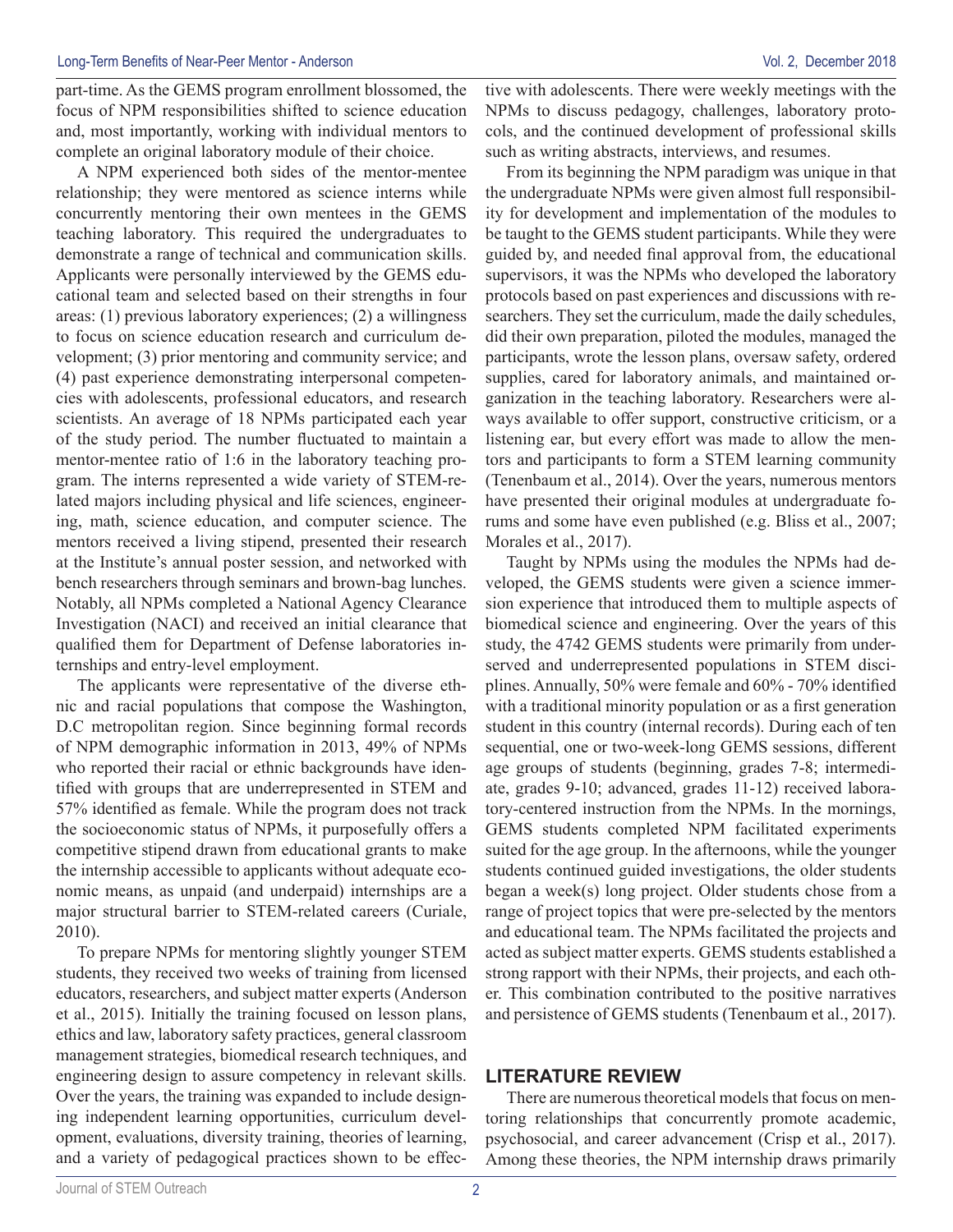part-time. As the GEMS program enrollment blossomed, the focus of NPM responsibilities shifted to science education and, most importantly, working with individual mentors to complete an original laboratory module of their choice.

A NPM experienced both sides of the mentor-mentee relationship; they were mentored as science interns while concurrently mentoring their own mentees in the GEMS teaching laboratory. This required the undergraduates to demonstrate a range of technical and communication skills. Applicants were personally interviewed by the GEMS educational team and selected based on their strengths in four areas: (1) previous laboratory experiences; (2) a willingness to focus on science education research and curriculum development; (3) prior mentoring and community service; and (4) past experience demonstrating interpersonal competencies with adolescents, professional educators, and research scientists. An average of 18 NPMs participated each year of the study period. The number fluctuated to maintain a mentor-mentee ratio of 1:6 in the laboratory teaching program. The interns represented a wide variety of STEM-related majors including physical and life sciences, engineering, math, science education, and computer science. The mentors received a living stipend, presented their research at the Institute's annual poster session, and networked with bench researchers through seminars and brown-bag lunches. Notably, all NPMs completed a National Agency Clearance Investigation (NACI) and received an initial clearance that qualified them for Department of Defense laboratories internships and entry-level employment.

The applicants were representative of the diverse ethnic and racial populations that compose the Washington, D.C metropolitan region. Since beginning formal records of NPM demographic information in 2013, 49% of NPMs who reported their racial or ethnic backgrounds have identified with groups that are underrepresented in STEM and 57% identified as female. While the program does not track the socioeconomic status of NPMs, it purposefully offers a competitive stipend drawn from educational grants to make the internship accessible to applicants without adequate economic means, as unpaid (and underpaid) internships are a major structural barrier to STEM-related careers (Curiale, 2010).

To prepare NPMs for mentoring slightly younger STEM students, they received two weeks of training from licensed educators, researchers, and subject matter experts (Anderson et al., 2015). Initially the training focused on lesson plans, ethics and law, laboratory safety practices, general classroom management strategies, biomedical research techniques, and engineering design to assure competency in relevant skills. Over the years, the training was expanded to include designing independent learning opportunities, curriculum development, evaluations, diversity training, theories of learning, and a variety of pedagogical practices shown to be effective with adolescents. There were weekly meetings with the NPMs to discuss pedagogy, challenges, laboratory protocols, and the continued development of professional skills such as writing abstracts, interviews, and resumes.

From its beginning the NPM paradigm was unique in that the undergraduate NPMs were given almost full responsibility for development and implementation of the modules to be taught to the GEMS student participants. While they were guided by, and needed final approval from, the educational supervisors, it was the NPMs who developed the laboratory protocols based on past experiences and discussions with researchers. They set the curriculum, made the daily schedules, did their own preparation, piloted the modules, managed the participants, wrote the lesson plans, oversaw safety, ordered supplies, cared for laboratory animals, and maintained organization in the teaching laboratory. Researchers were always available to offer support, constructive criticism, or a listening ear, but every effort was made to allow the mentors and participants to form a STEM learning community (Tenenbaum et al., 2014). Over the years, numerous mentors have presented their original modules at undergraduate forums and some have even published (e.g. Bliss et al., 2007; Morales et al., 2017).

Taught by NPMs using the modules the NPMs had developed, the GEMS students were given a science immersion experience that introduced them to multiple aspects of biomedical science and engineering. Over the years of this study, the 4742 GEMS students were primarily from underserved and underrepresented populations in STEM disciplines. Annually, 50% were female and 60% - 70% identified with a traditional minority population or as a first generation student in this country (internal records). During each of ten sequential, one or two-week-long GEMS sessions, different age groups of students (beginning, grades 7-8; intermediate, grades 9-10; advanced, grades 11-12) received laboratory-centered instruction from the NPMs. In the mornings, GEMS students completed NPM facilitated experiments suited for the age group. In the afternoons, while the younger students continued guided investigations, the older students began a week(s) long project. Older students chose from a range of project topics that were pre-selected by the mentors and educational team. The NPMs facilitated the projects and acted as subject matter experts. GEMS students established a strong rapport with their NPMs, their projects, and each other. This combination contributed to the positive narratives and persistence of GEMS students (Tenenbaum et al., 2017).

## LITERATURE REVIEW

There are numerous theoretical models that focus on mentoring relationships that concurrently promote academic, psychosocial, and career advancement (Crisp et al., 2017). Among these theories, the NPM internship draws primarily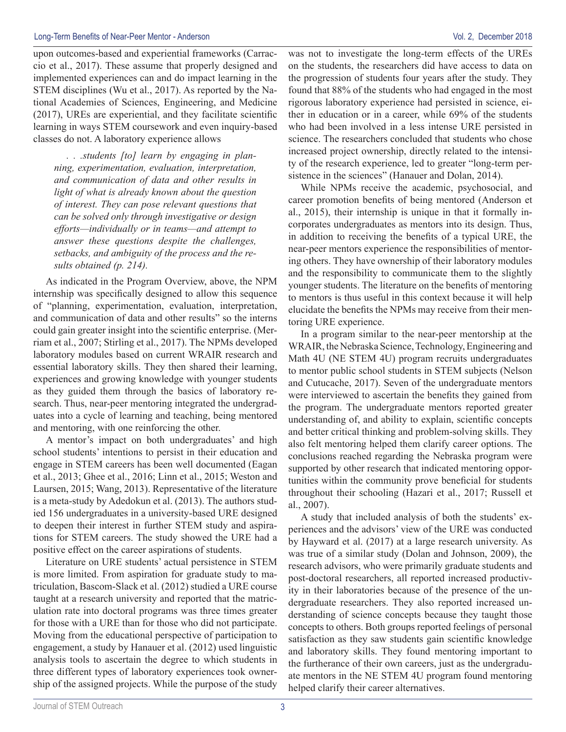upon outcomes-based and experiential frameworks (Carraccio et al., 2017). These assume that properly designed and implemented experiences can and do impact learning in the STEM disciplines (Wu et al., 2017). As reported by the National Academies of Sciences, Engineering, and Medicine (2017), UREs are experiential, and they facilitate scientific learning in ways STEM coursework and even inquiry-based classes do not. A laboratory experience allows

> *. . .students [to] learn by engaging in planning, experimentation, evaluation, interpretation, and communication of data and other results in light of what is already known about the question of interest. They can pose relevant questions that can be solved only through investigative or design efforts—individually or in teams—and attempt to answer these questions despite the challenges, setbacks, and ambiguity of the process and the results obtained (p. 214).*

As indicated in the Program Overview, above, the NPM internship was specifically designed to allow this sequence of "planning, experimentation, evaluation, interpretation, and communication of data and other results" so the interns could gain greater insight into the scientific enterprise. (Merriam et al., 2007; Stirling et al., 2017). The NPMs developed laboratory modules based on current WRAIR research and essential laboratory skills. They then shared their learning, experiences and growing knowledge with younger students as they guided them through the basics of laboratory research. Thus, near-peer mentoring integrated the undergraduates into a cycle of learning and teaching, being mentored and mentoring, with one reinforcing the other.

A mentor's impact on both undergraduates' and high school students' intentions to persist in their education and engage in STEM careers has been well documented (Eagan et al., 2013; Ghee et al., 2016; Linn et al., 2015; Weston and Laursen, 2015; Wang, 2013). Representative of the literature is a meta-study by Adedokun et al. (2013). The authors studied 156 undergraduates in a university-based URE designed to deepen their interest in further STEM study and aspirations for STEM careers. The study showed the URE had a positive effect on the career aspirations of students.

Literature on URE students' actual persistence in STEM is more limited. From aspiration for graduate study to matriculation, Bascom-Slack et al. (2012) studied a URE course taught at a research university and reported that the matriculation rate into doctoral programs was three times greater for those with a URE than for those who did not participate. Moving from the educational perspective of participation to engagement, a study by Hanauer et al. (2012) used linguistic analysis tools to ascertain the degree to which students in three different types of laboratory experiences took ownership of the assigned projects. While the purpose of the study was not to investigate the long-term effects of the UREs on the students, the researchers did have access to data on the progression of students four years after the study. They found that 88% of the students who had engaged in the most rigorous laboratory experience had persisted in science, either in education or in a career, while 69% of the students who had been involved in a less intense URE persisted in science. The researchers concluded that students who chose increased project ownership, directly related to the intensity of the research experience, led to greater "long-term persistence in the sciences" (Hanauer and Dolan, 2014).

While NPMs receive the academic, psychosocial, and career promotion benefits of being mentored (Anderson et al., 2015), their internship is unique in that it formally incorporates undergraduates as mentors into its design. Thus, in addition to receiving the benefits of a typical URE, the near-peer mentors experience the responsibilities of mentoring others. They have ownership of their laboratory modules and the responsibility to communicate them to the slightly younger students. The literature on the benefits of mentoring to mentors is thus useful in this context because it will help elucidate the benefits the NPMs may receive from their mentoring URE experience.

In a program similar to the near-peer mentorship at the WRAIR, the Nebraska Science, Technology, Engineering and Math 4U (NE STEM 4U) program recruits undergraduates to mentor public school students in STEM subjects (Nelson and Cutucache, 2017). Seven of the undergraduate mentors were interviewed to ascertain the benefits they gained from the program. The undergraduate mentors reported greater understanding of, and ability to explain, scientific concepts and better critical thinking and problem-solving skills. They also felt mentoring helped them clarify career options. The conclusions reached regarding the Nebraska program were supported by other research that indicated mentoring opportunities within the community prove beneficial for students throughout their schooling (Hazari et al., 2017; Russell et al., 2007).

A study that included analysis of both the students' experiences and the advisors' view of the URE was conducted by Hayward et al. (2017) at a large research university. As was true of a similar study (Dolan and Johnson, 2009), the research advisors, who were primarily graduate students and post-doctoral researchers, all reported increased productivity in their laboratories because of the presence of the undergraduate researchers. They also reported increased understanding of science concepts because they taught those concepts to others. Both groups reported feelings of personal satisfaction as they saw students gain scientific knowledge and laboratory skills. They found mentoring important to the furtherance of their own careers, just as the undergraduate mentors in the NE STEM 4U program found mentoring helped clarify their career alternatives.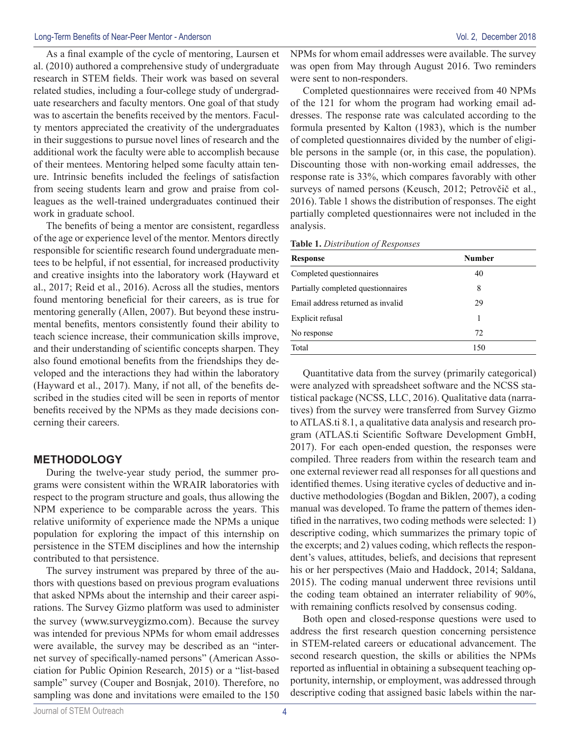As a final example of the cycle of mentoring, Laursen et al. (2010) authored a comprehensive study of undergraduate research in STEM fields. Their work was based on several related studies, including a four-college study of undergraduate researchers and faculty mentors. One goal of that study was to ascertain the benefits received by the mentors. Faculty mentors appreciated the creativity of the undergraduates in their suggestions to pursue novel lines of research and the additional work the faculty were able to accomplish because of their mentees. Mentoring helped some faculty attain tenure. Intrinsic benefits included the feelings of satisfaction from seeing students learn and grow and praise from colleagues as the well-trained undergraduates continued their work in graduate school.

The benefits of being a mentor are consistent, regardless of the age or experience level of the mentor. Mentors directly responsible for scientific research found undergraduate mentees to be helpful, if not essential, for increased productivity and creative insights into the laboratory work (Hayward et al., 2017; Reid et al., 2016). Across all the studies, mentors found mentoring beneficial for their careers, as is true for mentoring generally (Allen, 2007). But beyond these instrumental benefits, mentors consistently found their ability to teach science increase, their communication skills improve, and their understanding of scientific concepts sharpen. They also found emotional benefits from the friendships they developed and the interactions they had within the laboratory (Hayward et al., 2017). Many, if not all, of the benefits described in the studies cited will be seen in reports of mentor benefits received by the NPMs as they made decisions concerning their careers.

## METHODOLOGY

During the twelve-year study period, the summer programs were consistent within the WRAIR laboratories with respect to the program structure and goals, thus allowing the NPM experience to be comparable across the years. This relative uniformity of experience made the NPMs a unique population for exploring the impact of this internship on persistence in the STEM disciplines and how the internship contributed to that persistence.

The survey instrument was prepared by three of the authors with questions based on previous program evaluations that asked NPMs about the internship and their career aspirations. The Survey Gizmo platform was used to administer the survey (www.surveygizmo.com). Because the survey was intended for previous NPMs for whom email addresses were available, the survey may be described as an "internet survey of specifically-named persons" (American Association for Public Opinion Research, 2015) or a "list-based sample" survey (Couper and Bosnjak, 2010). Therefore, no sampling was done and invitations were emailed to the 150 NPMs for whom email addresses were available. The survey was open from May through August 2016. Two reminders were sent to non-responders.

Completed questionnaires were received from 40 NPMs of the 121 for whom the program had working email addresses. The response rate was calculated according to the formula presented by Kalton (1983), which is the number of completed questionnaires divided by the number of eligible persons in the sample (or, in this case, the population). Discounting those with non-working email addresses, the response rate is 33%, which compares favorably with other surveys of named persons (Keusch, 2012; Petrovčič et al., 2016). Table 1 shows the distribution of responses. The eight partially completed questionnaires were not included in the analysis.

**Table 1.** *Distribution of Responses*

| Response | Number |
|---|---|
| Completed questionnaires | 40 |
| Partially completed questionnaires | 8 |
| Email address returned as invalid | 29 |
| Explicit refusal | 1 |
| No response | 72 |
| Total | 150 |

Quantitative data from the survey (primarily categorical) were analyzed with spreadsheet software and the NCSS statistical package (NCSS, LLC, 2016). Qualitative data (narratives) from the survey were transferred from Survey Gizmo to ATLAS.ti 8.1, a qualitative data analysis and research program (ATLAS.ti Scientific Software Development GmbH, 2017). For each open-ended question, the responses were compiled. Three readers from within the research team and one external reviewer read all responses for all questions and identified themes. Using iterative cycles of deductive and inductive methodologies (Bogdan and Biklen, 2007), a coding manual was developed. To frame the pattern of themes identified in the narratives, two coding methods were selected: 1) descriptive coding, which summarizes the primary topic of the excerpts; and 2) values coding, which reflects the respondent's values, attitudes, beliefs, and decisions that represent his or her perspectives (Maio and Haddock, 2014; Saldana, 2015). The coding manual underwent three revisions until the coding team obtained an interrater reliability of 90%, with remaining conflicts resolved by consensus coding.

Both open and closed-response questions were used to address the first research question concerning persistence in STEM-related careers or educational advancement. The second research question, the skills or abilities the NPMs reported as influential in obtaining a subsequent teaching opportunity, internship, or employment, was addressed through descriptive coding that assigned basic labels within the nar-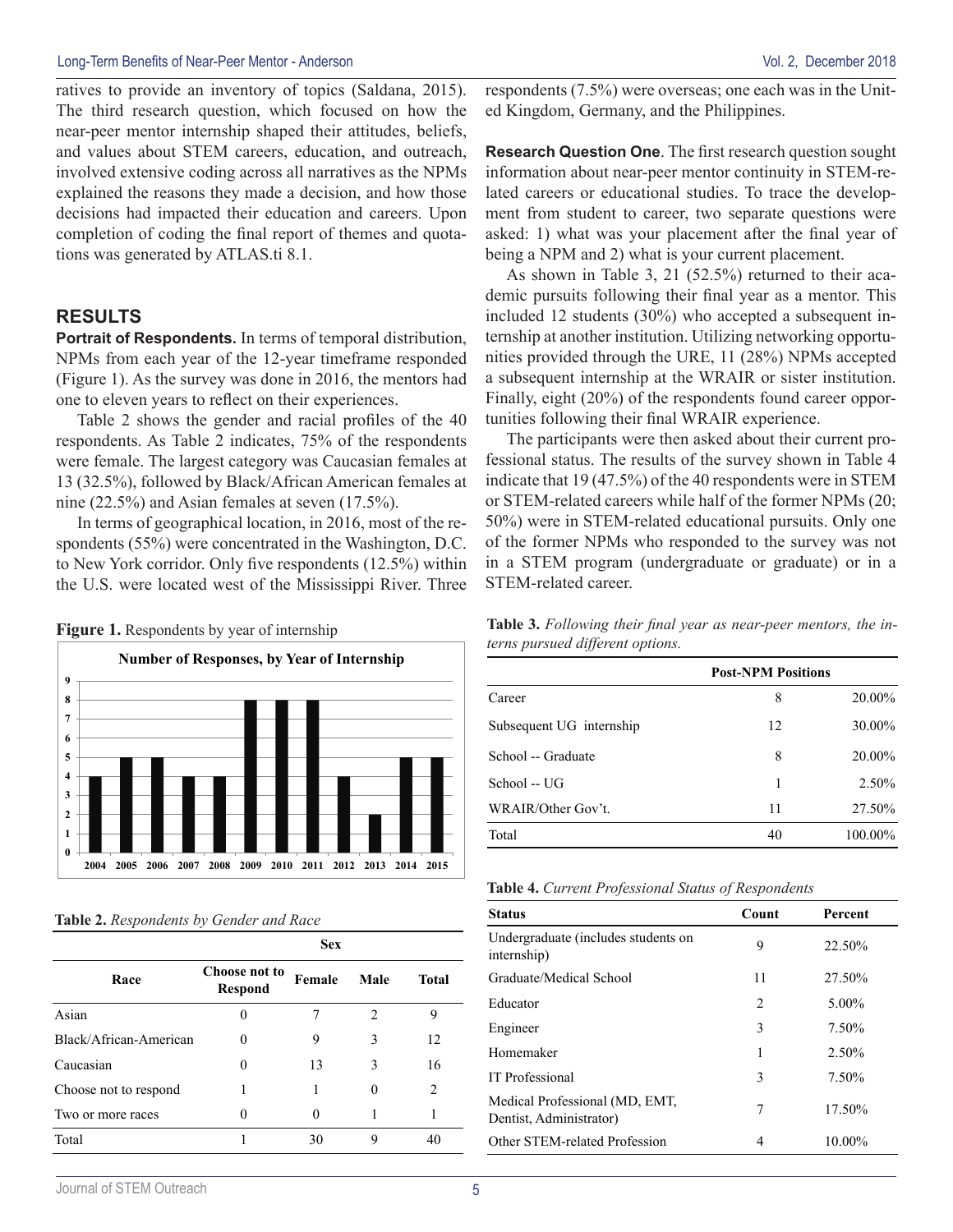ratives to provide an inventory of topics (Saldana, 2015). The third research question, which focused on how the near-peer mentor internship shaped their attitudes, beliefs, and values about STEM careers, education, and outreach, involved extensive coding across all narratives as the NPMs explained the reasons they made a decision, and how those decisions had impacted their education and careers. Upon completion of coding the final report of themes and quotations was generated by ATLAS.ti 8.1.

## RESULTS

**Portrait of Respondents.** In terms of temporal distribution, NPMs from each year of the 12-year timeframe responded (Figure 1). As the survey was done in 2016, the mentors had one to eleven years to reflect on their experiences.

Table 2 shows the gender and racial profiles of the 40 respondents. As Table 2 indicates, 75% of the respondents were female. The largest category was Caucasian females at 13 (32.5%), followed by Black/African American females at nine (22.5%) and Asian females at seven (17.5%).

In terms of geographical location, in 2016, most of the respondents (55%) were concentrated in the Washington, D.C. to New York corridor. Only five respondents (12.5%) within the U.S. were located west of the Mississippi River. Three respondents (7.5%) were overseas; one each was in the United Kingdom, Germany, and the Philippines.

**Figure 1.** Respondents by year of internship

**Number of Responses, by Year of Internship**

| Year | 2004 | 2005 | 2006 | 2007 | 2008 | 2009 | 2010 | 2011 | 2012 | 2013 | 2014 | 2015 |
|---|---|---|---|---|---|---|---|---|---|---|---|---|
| Responses | 4 | 5 | 5 | 4 | 4 | 8 | 8 | 8 | 4 | 2 | 5 | 5 |

**Table 2.** *Respondents by Gender and Race*

| | Sex | | | |
|---|---|---|---|---|
| Race | Choose not to Respond | Female | Male | Total |
| Asian | 0 | 7 | 2 | 9 |
| Black/African-American | 0 | 9 | 3 | 12 |
| Caucasian | 0 | 13 | 3 | 16 |
| Choose not to respond | 1 | 1 | 0 | 2 |
| Two or more races | 0 | 0 | 1 | 1 |
| Total | 1 | 30 | 9 | 40 |

**Research Question One**. The first research question sought information about near-peer mentor continuity in STEM-related careers or educational studies. To trace the development from student to career, two separate questions were asked: 1) what was your placement after the final year of being a NPM and 2) what is your current placement.

As shown in Table 3, 21 (52.5%) returned to their academic pursuits following their final year as a mentor. This included 12 students (30%) who accepted a subsequent internship at another institution. Utilizing networking opportunities provided through the URE, 11 (28%) NPMs accepted a subsequent internship at the WRAIR or sister institution. Finally, eight (20%) of the respondents found career opportunities following their final WRAIR experience.

The participants were then asked about their current professional status. The results of the survey shown in Table 4 indicate that 19 (47.5%) of the 40 respondents were in STEM or STEM-related careers while half of the former NPMs (20; 50%) were in STEM-related educational pursuits. Only one of the former NPMs who responded to the survey was not in a STEM program (undergraduate or graduate) or in a STEM-related career.

**Table 3.** *Following their final year as near-peer mentors, the interns pursued different options.*

| | Post-NPM Positions | |
|---|---|---|
| Career | 8 | 20.00% |
| Subsequent UG internship | 12 | 30.00% |
| School -- Graduate | 8 | 20.00% |
| School -- UG | 1 | 2.50% |
| WRAIR/Other Gov't. | 11 | 27.50% |
| Total | 40 | 100.00% |

**Table 4.** *Current Professional Status of Respondents*

| Status | Count | Percent |
|---|---|---|
| Undergraduate (includes students on internship) | 9 | 22.50% |
| Graduate/Medical School | 11 | 27.50% |
| Educator | 2 | 5.00% |
| Engineer | 3 | 7.50% |
| Homemaker | 1 | 2.50% |
| IT Professional | 3 | 7.50% |
| Medical Professional (MD, EMT, Dentist, Administrator) | 7 | 17.50% |
| Other STEM-related Profession | 4 | 10.00% |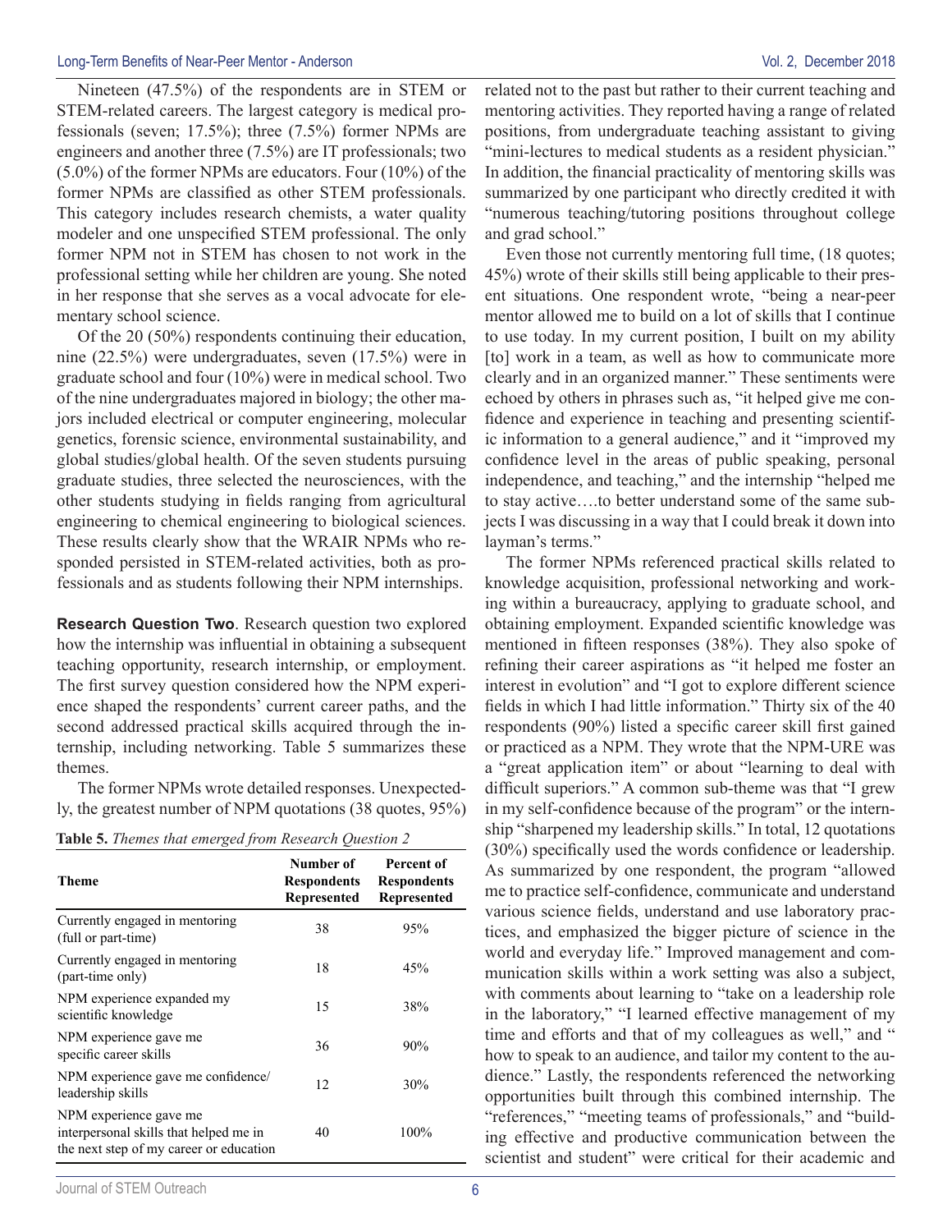Nineteen (47.5%) of the respondents are in STEM or STEM-related careers. The largest category is medical professionals (seven; 17.5%); three (7.5%) former NPMs are engineers and another three (7.5%) are IT professionals; two (5.0%) of the former NPMs are educators. Four (10%) of the former NPMs are classified as other STEM professionals. This category includes research chemists, a water quality modeler and one unspecified STEM professional. The only former NPM not in STEM has chosen to not work in the professional setting while her children are young. She noted in her response that she serves as a vocal advocate for elementary school science.

Of the 20 (50%) respondents continuing their education, nine (22.5%) were undergraduates, seven (17.5%) were in graduate school and four (10%) were in medical school. Two of the nine undergraduates majored in biology; the other majors included electrical or computer engineering, molecular genetics, forensic science, environmental sustainability, and global studies/global health. Of the seven students pursuing graduate studies, three selected the neurosciences, with the other students studying in fields ranging from agricultural engineering to chemical engineering to biological sciences. These results clearly show that the WRAIR NPMs who responded persisted in STEM-related activities, both as professionals and as students following their NPM internships.

**Research Question Two**. Research question two explored how the internship was influential in obtaining a subsequent teaching opportunity, research internship, or employment. The first survey question considered how the NPM experience shaped the respondents' current career paths, and the second addressed practical skills acquired through the internship, including networking. Table 5 summarizes these themes.

The former NPMs wrote detailed responses. Unexpectedly, the greatest number of NPM quotations (38 quotes, 95%) related not to the past but rather to their current teaching and mentoring activities. They reported having a range of related positions, from undergraduate teaching assistant to giving "mini-lectures to medical students as a resident physician." In addition, the financial practicality of mentoring skills was summarized by one participant who directly credited it with "numerous teaching/tutoring positions throughout college and grad school."

**Table 5.** *Themes that emerged from Research Question 2*

| Theme | Number of Respondents Represented | Percent of Respondents Represented |
|---|---|---|
| Currently engaged in mentoring (full or part-time) | 38 | 95% |
| Currently engaged in mentoring (part-time only) | 18 | 45% |
| NPM experience expanded my scientific knowledge | 15 | 38% |
| NPM experience gave me specific career skills | 36 | 90% |
| NPM experience gave me confidence/ leadership skills | 12 | 30% |
| NPM experience gave me interpersonal skills that helped me in the next step of my career or education | 40 | 100% |

Even those not currently mentoring full time, (18 quotes; 45%) wrote of their skills still being applicable to their present situations. One respondent wrote, "being a near-peer mentor allowed me to build on a lot of skills that I continue to use today. In my current position, I built on my ability [to] work in a team, as well as how to communicate more clearly and in an organized manner." These sentiments were echoed by others in phrases such as, "it helped give me confidence and experience in teaching and presenting scientific information to a general audience," and it "improved my confidence level in the areas of public speaking, personal independence, and teaching," and the internship "helped me to stay active….to better understand some of the same subjects I was discussing in a way that I could break it down into layman's terms."

The former NPMs referenced practical skills related to knowledge acquisition, professional networking and working within a bureaucracy, applying to graduate school, and obtaining employment. Expanded scientific knowledge was mentioned in fifteen responses (38%). They also spoke of refining their career aspirations as "it helped me foster an interest in evolution" and "I got to explore different science fields in which I had little information." Thirty six of the 40 respondents (90%) listed a specific career skill first gained or practiced as a NPM. They wrote that the NPM-URE was a "great application item" or about "learning to deal with difficult superiors." A common sub-theme was that "I grew in my self-confidence because of the program" or the internship "sharpened my leadership skills." In total, 12 quotations (30%) specifically used the words confidence or leadership. As summarized by one respondent, the program "allowed me to practice self-confidence, communicate and understand various science fields, understand and use laboratory practices, and emphasized the bigger picture of science in the world and everyday life." Improved management and communication skills within a work setting was also a subject, with comments about learning to "take on a leadership role in the laboratory," "I learned effective management of my time and efforts and that of my colleagues as well," and " how to speak to an audience, and tailor my content to the audience." Lastly, the respondents referenced the networking opportunities built through this combined internship. The "references," "meeting teams of professionals," and "building effective and productive communication between the scientist and student" were critical for their academic and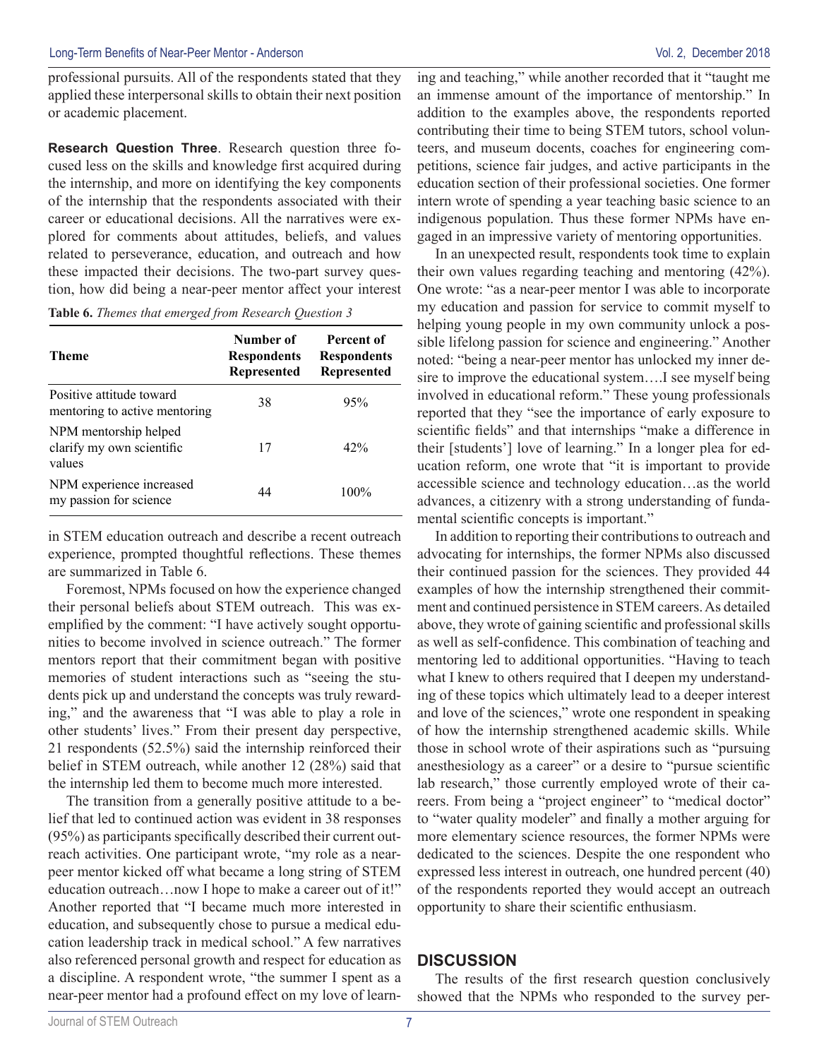professional pursuits. All of the respondents stated that they applied these interpersonal skills to obtain their next position or academic placement.

**Research Question Three**. Research question three focused less on the skills and knowledge first acquired during the internship, and more on identifying the key components of the internship that the respondents associated with their career or educational decisions. All the narratives were explored for comments about attitudes, beliefs, and values related to perseverance, education, and outreach and how these impacted their decisions. The two-part survey question, how did being a near-peer mentor affect your interest in STEM education outreach and describe a recent outreach experience, prompted thoughtful reflections. These themes are summarized in Table 6.

**Table 6.** *Themes that emerged from Research Question 3*

| Theme | Number of Respondents Represented | Percent of Respondents Represented |
|---|---|---|
| Positive attitude toward mentoring to active mentoring | 38 | 95% |
| NPM mentorship helped clarify my own scientific values | 17 | 42% |
| NPM experience increased my passion for science | 44 | 100% |

Foremost, NPMs focused on how the experience changed their personal beliefs about STEM outreach. This was exemplified by the comment: "I have actively sought opportunities to become involved in science outreach." The former mentors report that their commitment began with positive memories of student interactions such as "seeing the students pick up and understand the concepts was truly rewarding," and the awareness that "I was able to play a role in other students' lives." From their present day perspective, 21 respondents (52.5%) said the internship reinforced their belief in STEM outreach, while another 12 (28%) said that the internship led them to become much more interested.

The transition from a generally positive attitude to a belief that led to continued action was evident in 38 responses (95%) as participants specifically described their current outreach activities. One participant wrote, "my role as a near-peer mentor kicked off what became a long string of STEM education outreach…now I hope to make a career out of it!" Another reported that "I became much more interested in education, and subsequently chose to pursue a medical education leadership track in medical school." A few narratives also referenced personal growth and respect for education as a discipline. A respondent wrote, "the summer I spent as a near-peer mentor had a profound effect on my love of learning and teaching," while another recorded that it "taught me an immense amount of the importance of mentorship." In addition to the examples above, the respondents reported contributing their time to being STEM tutors, school volunteers, and museum docents, coaches for engineering competitions, science fair judges, and active participants in the education section of their professional societies. One former intern wrote of spending a year teaching basic science to an indigenous population. Thus these former NPMs have engaged in an impressive variety of mentoring opportunities.

In an unexpected result, respondents took time to explain their own values regarding teaching and mentoring (42%). One wrote: "as a near-peer mentor I was able to incorporate my education and passion for service to commit myself to helping young people in my own community unlock a possible lifelong passion for science and engineering." Another noted: "being a near-peer mentor has unlocked my inner desire to improve the educational system….I see myself being involved in educational reform." These young professionals reported that they "see the importance of early exposure to scientific fields" and that internships "make a difference in their [students'] love of learning." In a longer plea for education reform, one wrote that "it is important to provide accessible science and technology education…as the world advances, a citizenry with a strong understanding of fundamental scientific concepts is important."

In addition to reporting their contributions to outreach and advocating for internships, the former NPMs also discussed their continued passion for the sciences. They provided 44 examples of how the internship strengthened their commitment and continued persistence in STEM careers. As detailed above, they wrote of gaining scientific and professional skills as well as self-confidence. This combination of teaching and mentoring led to additional opportunities. "Having to teach what I knew to others required that I deepen my understanding of these topics which ultimately lead to a deeper interest and love of the sciences," wrote one respondent in speaking of how the internship strengthened academic skills. While those in school wrote of their aspirations such as "pursuing anesthesiology as a career" or a desire to "pursue scientific lab research," those currently employed wrote of their careers. From being a "project engineer" to "medical doctor" to "water quality modeler" and finally a mother arguing for more elementary science resources, the former NPMs were dedicated to the sciences. Despite the one respondent who expressed less interest in outreach, one hundred percent (40) of the respondents reported they would accept an outreach opportunity to share their scientific enthusiasm.

## DISCUSSION

The results of the first research question conclusively showed that the NPMs who responded to the survey per-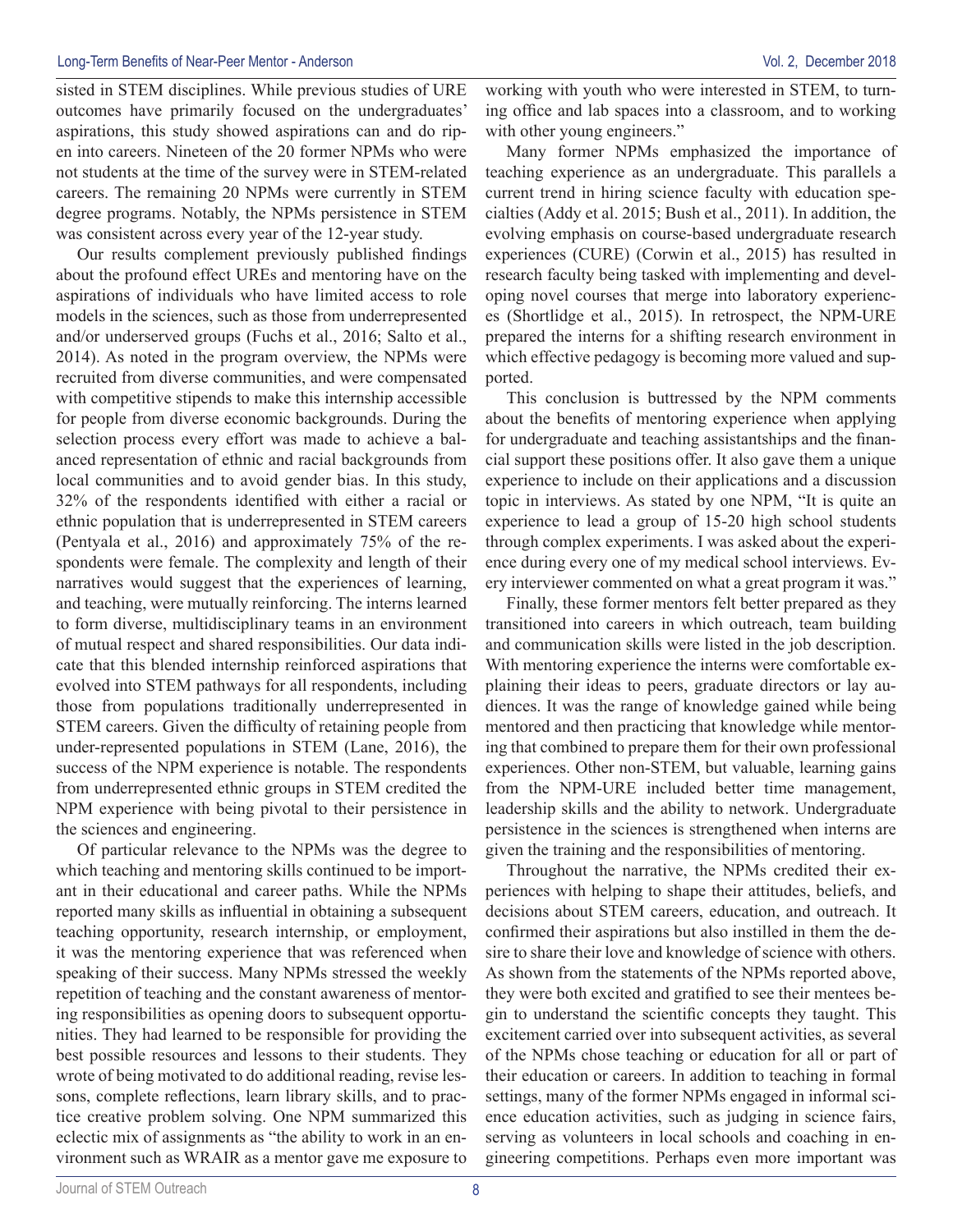sisted in STEM disciplines. While previous studies of URE outcomes have primarily focused on the undergraduates' aspirations, this study showed aspirations can and do ripen into careers. Nineteen of the 20 former NPMs who were not students at the time of the survey were in STEM-related careers. The remaining 20 NPMs were currently in STEM degree programs. Notably, the NPMs persistence in STEM was consistent across every year of the 12-year study.

Our results complement previously published findings about the profound effect UREs and mentoring have on the aspirations of individuals who have limited access to role models in the sciences, such as those from underrepresented and/or underserved groups (Fuchs et al., 2016; Salto et al., 2014). As noted in the program overview, the NPMs were recruited from diverse communities, and were compensated with competitive stipends to make this internship accessible for people from diverse economic backgrounds. During the selection process every effort was made to achieve a balanced representation of ethnic and racial backgrounds from local communities and to avoid gender bias. In this study, 32% of the respondents identified with either a racial or ethnic population that is underrepresented in STEM careers (Pentyala et al., 2016) and approximately 75% of the respondents were female. The complexity and length of their narratives would suggest that the experiences of learning, and teaching, were mutually reinforcing. The interns learned to form diverse, multidisciplinary teams in an environment of mutual respect and shared responsibilities. Our data indicate that this blended internship reinforced aspirations that evolved into STEM pathways for all respondents, including those from populations traditionally underrepresented in STEM careers. Given the difficulty of retaining people from under-represented populations in STEM (Lane, 2016), the success of the NPM experience is notable. The respondents from underrepresented ethnic groups in STEM credited the NPM experience with being pivotal to their persistence in the sciences and engineering.

Of particular relevance to the NPMs was the degree to which teaching and mentoring skills continued to be important in their educational and career paths. While the NPMs reported many skills as influential in obtaining a subsequent teaching opportunity, research internship, or employment, it was the mentoring experience that was referenced when speaking of their success. Many NPMs stressed the weekly repetition of teaching and the constant awareness of mentoring responsibilities as opening doors to subsequent opportunities. They had learned to be responsible for providing the best possible resources and lessons to their students. They wrote of being motivated to do additional reading, revise lessons, complete reflections, learn library skills, and to practice creative problem solving. One NPM summarized this eclectic mix of assignments as "the ability to work in an environment such as WRAIR as a mentor gave me exposure to working with youth who were interested in STEM, to turning office and lab spaces into a classroom, and to working with other young engineers."

Many former NPMs emphasized the importance of teaching experience as an undergraduate. This parallels a current trend in hiring science faculty with education specialties (Addy et al. 2015; Bush et al., 2011). In addition, the evolving emphasis on course-based undergraduate research experiences (CURE) (Corwin et al., 2015) has resulted in research faculty being tasked with implementing and developing novel courses that merge into laboratory experiences (Shortlidge et al., 2015). In retrospect, the NPM-URE prepared the interns for a shifting research environment in which effective pedagogy is becoming more valued and supported.

This conclusion is buttressed by the NPM comments about the benefits of mentoring experience when applying for undergraduate and teaching assistantships and the financial support these positions offer. It also gave them a unique experience to include on their applications and a discussion topic in interviews. As stated by one NPM, "It is quite an experience to lead a group of 15-20 high school students through complex experiments. I was asked about the experience during every one of my medical school interviews. Every interviewer commented on what a great program it was."

Finally, these former mentors felt better prepared as they transitioned into careers in which outreach, team building and communication skills were listed in the job description. With mentoring experience the interns were comfortable explaining their ideas to peers, graduate directors or lay audiences. It was the range of knowledge gained while being mentored and then practicing that knowledge while mentoring that combined to prepare them for their own professional experiences. Other non-STEM, but valuable, learning gains from the NPM-URE included better time management, leadership skills and the ability to network. Undergraduate persistence in the sciences is strengthened when interns are given the training and the responsibilities of mentoring.

Throughout the narrative, the NPMs credited their experiences with helping to shape their attitudes, beliefs, and decisions about STEM careers, education, and outreach. It confirmed their aspirations but also instilled in them the desire to share their love and knowledge of science with others. As shown from the statements of the NPMs reported above, they were both excited and gratified to see their mentees begin to understand the scientific concepts they taught. This excitement carried over into subsequent activities, as several of the NPMs chose teaching or education for all or part of their education or careers. In addition to teaching in formal settings, many of the former NPMs engaged in informal science education activities, such as judging in science fairs, serving as volunteers in local schools and coaching in engineering competitions. Perhaps even more important was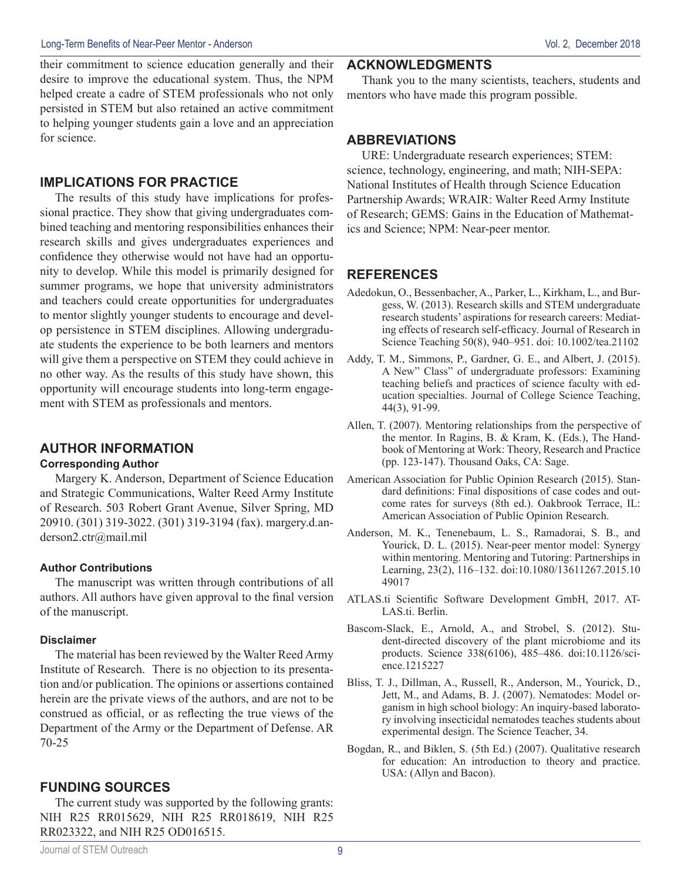their commitment to science education generally and their desire to improve the educational system. Thus, the NPM helped create a cadre of STEM professionals who not only persisted in STEM but also retained an active commitment to helping younger students gain a love and an appreciation for science.

## IMPLICATIONS FOR PRACTICE

The results of this study have implications for professional practice. They show that giving undergraduates combined teaching and mentoring responsibilities enhances their research skills and gives undergraduates experiences and confidence they otherwise would not have had an opportunity to develop. While this model is primarily designed for summer programs, we hope that university administrators and teachers could create opportunities for undergraduates to mentor slightly younger students to encourage and develop persistence in STEM disciplines. Allowing undergraduate students the experience to be both learners and mentors will give them a perspective on STEM they could achieve in no other way. As the results of this study have shown, this opportunity will encourage students into long-term engagement with STEM as professionals and mentors.

## AUTHOR INFORMATION

### Corresponding Author

Margery K. Anderson, Department of Science Education and Strategic Communications, Walter Reed Army Institute of Research. 503 Robert Grant Avenue, Silver Spring, MD 20910. (301) 319-3022. (301) 319-3194 (fax). margery.d.anderson2.ctr@mail.mil

### Author Contributions

The manuscript was written through contributions of all authors. All authors have given approval to the final version of the manuscript.

### Disclaimer

The material has been reviewed by the Walter Reed Army Institute of Research. There is no objection to its presentation and/or publication. The opinions or assertions contained herein are the private views of the authors, and are not to be construed as official, or as reflecting the true views of the Department of the Army or the Department of Defense. AR 70-25

## FUNDING SOURCES

The current study was supported by the following grants: NIH R25 RR015629, NIH R25 RR018619, NIH R25 RR023322, and NIH R25 OD016515.

## ACKNOWLEDGMENTS

Thank you to the many scientists, teachers, students and mentors who have made this program possible.

## ABBREVIATIONS

URE: Undergraduate research experiences; STEM: science, technology, engineering, and math; NIH-SEPA: National Institutes of Health through Science Education Partnership Awards; WRAIR: Walter Reed Army Institute of Research; GEMS: Gains in the Education of Mathematics and Science; NPM: Near-peer mentor.

## REFERENCES

Adedokun, O., Bessenbacher, A., Parker, L., Kirkham, L., and Burgess, W. (2013). Research skills and STEM undergraduate research students' aspirations for research careers: Mediating effects of research self-efficacy. Journal of Research in Science Teaching 50(8), 940–951. doi: 10.1002/tea.21102

Addy, T. M., Simmons, P., Gardner, G. E., and Albert, J. (2015). A New" Class" of undergraduate professors: Examining teaching beliefs and practices of science faculty with education specialties. Journal of College Science Teaching, 44(3), 91-99.

Allen, T. (2007). Mentoring relationships from the perspective of the mentor. In Ragins, B. & Kram, K. (Eds.), The Handbook of Mentoring at Work: Theory, Research and Practice (pp. 123-147). Thousand Oaks, CA: Sage.

American Association for Public Opinion Research (2015). Standard definitions: Final dispositions of case codes and outcome rates for surveys (8th ed.). Oakbrook Terrace, IL: American Association of Public Opinion Research.

Anderson, M. K., Tenenebaum, L. S., Ramadorai, S. B., and Yourick, D. L. (2015). Near-peer mentor model: Synergy within mentoring. Mentoring and Tutoring: Partnerships in Learning, 23(2), 116–132. doi:10.1080/13611267.2015.1049017

ATLAS.ti Scientific Software Development GmbH, 2017. ATLAS.ti. Berlin.

Bascom-Slack, E., Arnold, A., and Strobel, S. (2012). Student-directed discovery of the plant microbiome and its products. Science 338(6106), 485–486. doi:10.1126/science.1215227

Bliss, T. J., Dillman, A., Russell, R., Anderson, M., Yourick, D., Jett, M., and Adams, B. J. (2007). Nematodes: Model organism in high school biology: An inquiry-based laboratory involving insecticidal nematodes teaches students about experimental design. The Science Teacher, 34.

Bogdan, R., and Biklen, S. (5th Ed.) (2007). Qualitative research for education: An introduction to theory and practice. USA: (Allyn and Bacon).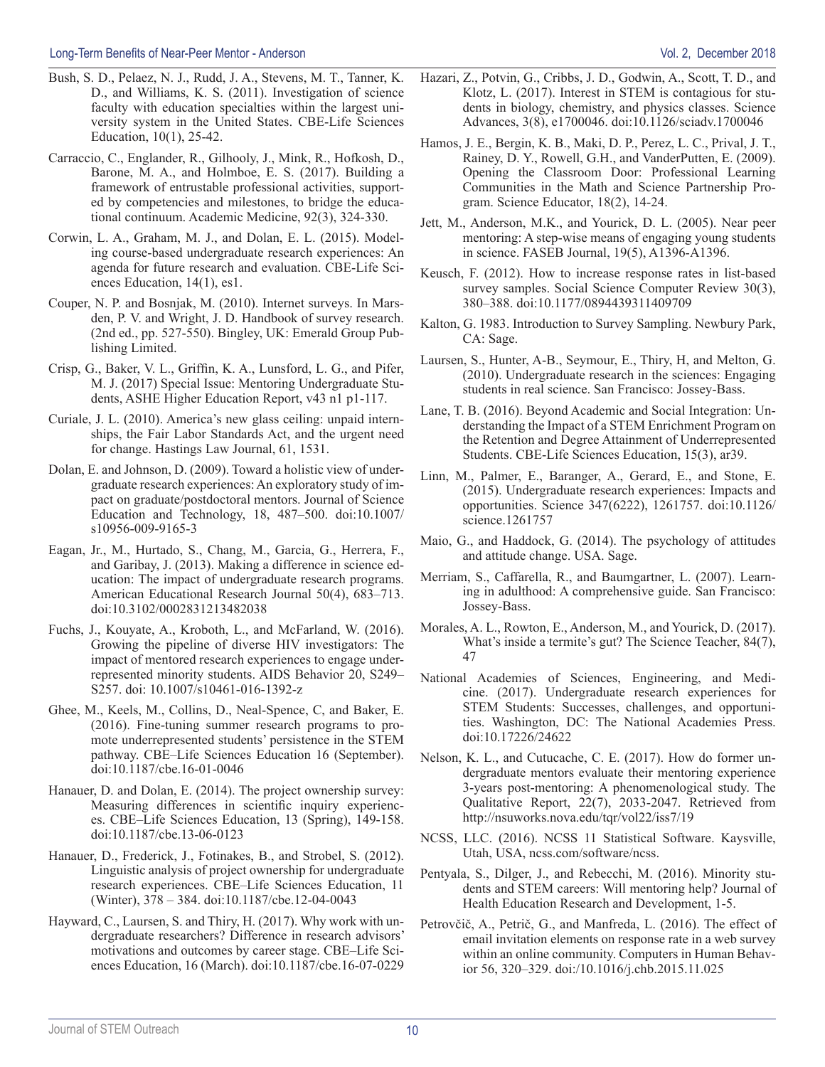Bush, S. D., Pelaez, N. J., Rudd, J. A., Stevens, M. T., Tanner, K. D., and Williams, K. S. (2011). Investigation of science faculty with education specialties within the largest university system in the United States. CBE-Life Sciences Education, 10(1), 25-42.

Carraccio, C., Englander, R., Gilhooly, J., Mink, R., Hofkosh, D., Barone, M. A., and Holmboe, E. S. (2017). Building a framework of entrustable professional activities, supported by competencies and milestones, to bridge the educational continuum. Academic Medicine, 92(3), 324-330.

Corwin, L. A., Graham, M. J., and Dolan, E. L. (2015). Modeling course-based undergraduate research experiences: An agenda for future research and evaluation. CBE-Life Sciences Education, 14(1), es1.

Couper, N. P. and Bosnjak, M. (2010). Internet surveys. In Marsden, P. V. and Wright, J. D. Handbook of survey research. (2nd ed., pp. 527-550). Bingley, UK: Emerald Group Publishing Limited.

Crisp, G., Baker, V. L., Griffin, K. A., Lunsford, L. G., and Pifer, M. J. (2017) Special Issue: Mentoring Undergraduate Students, ASHE Higher Education Report, v43 n1 p1-117.

Curiale, J. L. (2010). America's new glass ceiling: unpaid internships, the Fair Labor Standards Act, and the urgent need for change. Hastings Law Journal, 61, 1531.

Dolan, E. and Johnson, D. (2009). Toward a holistic view of undergraduate research experiences: An exploratory study of impact on graduate/postdoctoral mentors. Journal of Science Education and Technology, 18, 487–500. doi:10.1007/s10956-009-9165-3

Eagan, Jr., M., Hurtado, S., Chang, M., Garcia, G., Herrera, F., and Garibay, J. (2013). Making a difference in science education: The impact of undergraduate research programs. American Educational Research Journal 50(4), 683–713. doi:10.3102/0002831213482038

Fuchs, J., Kouyate, A., Kroboth, L., and McFarland, W. (2016). Growing the pipeline of diverse HIV investigators: The impact of mentored research experiences to engage underrepresented minority students. AIDS Behavior 20, S249–S257. doi: 10.1007/s10461-016-1392-z

Ghee, M., Keels, M., Collins, D., Neal-Spence, C, and Baker, E. (2016). Fine-tuning summer research programs to promote underrepresented students' persistence in the STEM pathway. CBE–Life Sciences Education 16 (September). doi:10.1187/cbe.16-01-0046

Hanauer, D. and Dolan, E. (2014). The project ownership survey: Measuring differences in scientific inquiry experiences. CBE–Life Sciences Education, 13 (Spring), 149-158. doi:10.1187/cbe.13-06-0123

Hanauer, D., Frederick, J., Fotinakes, B., and Strobel, S. (2012). Linguistic analysis of project ownership for undergraduate research experiences. CBE–Life Sciences Education, 11 (Winter), 378 – 384. doi:10.1187/cbe.12-04-0043

Hayward, C., Laursen, S. and Thiry, H. (2017). Why work with undergraduate researchers? Difference in research advisors' motivations and outcomes by career stage. CBE–Life Sciences Education, 16 (March). doi:10.1187/cbe.16-07-0229

Hazari, Z., Potvin, G., Cribbs, J. D., Godwin, A., Scott, T. D., and Klotz, L. (2017). Interest in STEM is contagious for students in biology, chemistry, and physics classes. Science Advances, 3(8), e1700046. doi:10.1126/sciadv.1700046

Hamos, J. E., Bergin, K. B., Maki, D. P., Perez, L. C., Prival, J. T., Rainey, D. Y., Rowell, G.H., and VanderPutten, E. (2009). Opening the Classroom Door: Professional Learning Communities in the Math and Science Partnership Program. Science Educator, 18(2), 14-24.

Jett, M., Anderson, M.K., and Yourick, D. L. (2005). Near peer mentoring: A step-wise means of engaging young students in science. FASEB Journal, 19(5), A1396-A1396.

Keusch, F. (2012). How to increase response rates in list-based survey samples. Social Science Computer Review 30(3), 380–388. doi:10.1177/0894439311409709

Kalton, G. 1983. Introduction to Survey Sampling. Newbury Park, CA: Sage.

Laursen, S., Hunter, A-B., Seymour, E., Thiry, H, and Melton, G. (2010). Undergraduate research in the sciences: Engaging students in real science. San Francisco: Jossey-Bass.

Lane, T. B. (2016). Beyond Academic and Social Integration: Understanding the Impact of a STEM Enrichment Program on the Retention and Degree Attainment of Underrepresented Students. CBE-Life Sciences Education, 15(3), ar39.

Linn, M., Palmer, E., Baranger, A., Gerard, E., and Stone, E. (2015). Undergraduate research experiences: Impacts and opportunities. Science 347(6222), 1261757. doi:10.1126/science.1261757

Maio, G., and Haddock, G. (2014). The psychology of attitudes and attitude change. USA. Sage.

Merriam, S., Caffarella, R., and Baumgartner, L. (2007). Learning in adulthood: A comprehensive guide. San Francisco: Jossey-Bass.

Morales, A. L., Rowton, E., Anderson, M., and Yourick, D. (2017). What's inside a termite's gut? The Science Teacher, 84(7), 47

National Academies of Sciences, Engineering, and Medicine. (2017). Undergraduate research experiences for STEM Students: Successes, challenges, and opportunities. Washington, DC: The National Academies Press. doi:10.17226/24622

Nelson, K. L., and Cutucache, C. E. (2017). How do former undergraduate mentors evaluate their mentoring experience 3-years post-mentoring: A phenomenological study. The Qualitative Report, 22(7), 2033-2047. Retrieved from http://nsuworks.nova.edu/tqr/vol22/iss7/19

NCSS, LLC. (2016). NCSS 11 Statistical Software. Kaysville, Utah, USA, ncss.com/software/ncss.

Pentyala, S., Dilger, J., and Rebecchi, M. (2016). Minority students and STEM careers: Will mentoring help? Journal of Health Education Research and Development, 1-5.

Petrovčič, A., Petrič, G., and Manfreda, L. (2016). The effect of email invitation elements on response rate in a web survey within an online community. Computers in Human Behavior 56, 320–329. doi:/10.1016/j.chb.2015.11.025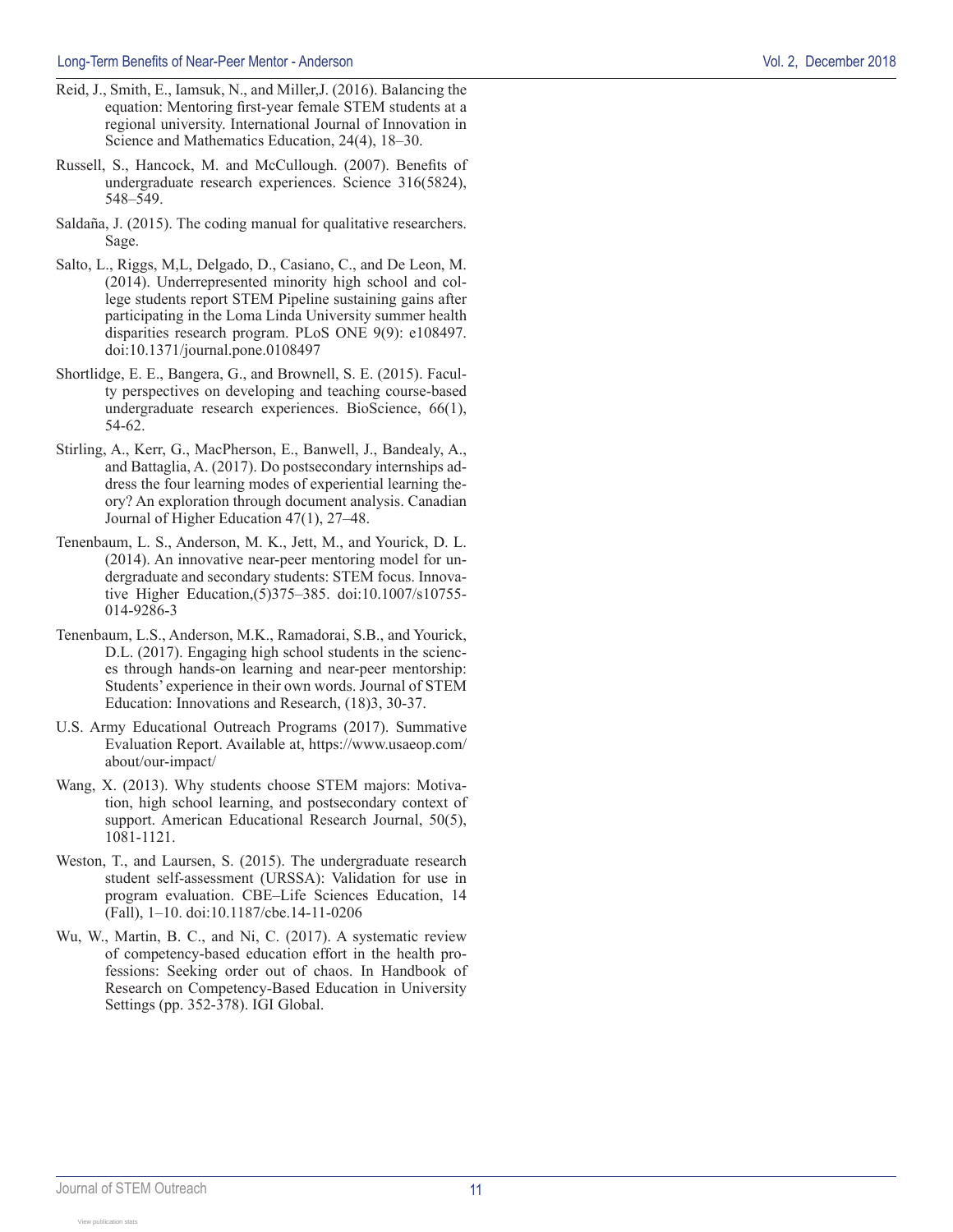Reid, J., Smith, E., Iamsuk, N., and Miller,J. (2016). Balancing the equation: Mentoring first-year female STEM students at a regional university. International Journal of Innovation in Science and Mathematics Education, 24(4), 18–30.

Russell, S., Hancock, M. and McCullough. (2007). Benefits of undergraduate research experiences. Science 316(5824), 548–549.

Saldaña, J. (2015). The coding manual for qualitative researchers. Sage.

Salto, L., Riggs, M,L, Delgado, D., Casiano, C., and De Leon, M. (2014). Underrepresented minority high school and college students report STEM Pipeline sustaining gains after participating in the Loma Linda University summer health disparities research program. PLoS ONE 9(9): e108497. doi:10.1371/journal.pone.0108497

Shortlidge, E. E., Bangera, G., and Brownell, S. E. (2015). Faculty perspectives on developing and teaching course-based undergraduate research experiences. BioScience, 66(1), 54-62.

Stirling, A., Kerr, G., MacPherson, E., Banwell, J., Bandealy, A., and Battaglia, A. (2017). Do postsecondary internships address the four learning modes of experiential learning theory? An exploration through document analysis. Canadian Journal of Higher Education 47(1), 27–48.

Tenenbaum, L. S., Anderson, M. K., Jett, M., and Yourick, D. L. (2014). An innovative near-peer mentoring model for undergraduate and secondary students: STEM focus. Innovative Higher Education,(5)375–385. doi:10.1007/s10755-014-9286-3

Tenenbaum, L.S., Anderson, M.K., Ramadorai, S.B., and Yourick, D.L. (2017). Engaging high school students in the sciences through hands-on learning and near-peer mentorship: Students' experience in their own words. Journal of STEM Education: Innovations and Research, (18)3, 30-37.

U.S. Army Educational Outreach Programs (2017). Summative Evaluation Report. Available at, https://www.usaeop.com/about/our-impact/

Wang, X. (2013). Why students choose STEM majors: Motivation, high school learning, and postsecondary context of support. American Educational Research Journal, 50(5), 1081-1121.

Weston, T., and Laursen, S. (2015). The undergraduate research student self-assessment (URSSA): Validation for use in program evaluation. CBE–Life Sciences Education, 14 (Fall), 1–10. doi:10.1187/cbe.14-11-0206

Wu, W., Martin, B. C., and Ni, C. (2017). A systematic review of competency-based education effort in the health professions: Seeking order out of chaos. In Handbook of Research on Competency-Based Education in University Settings (pp. 352-378). IGI Global.